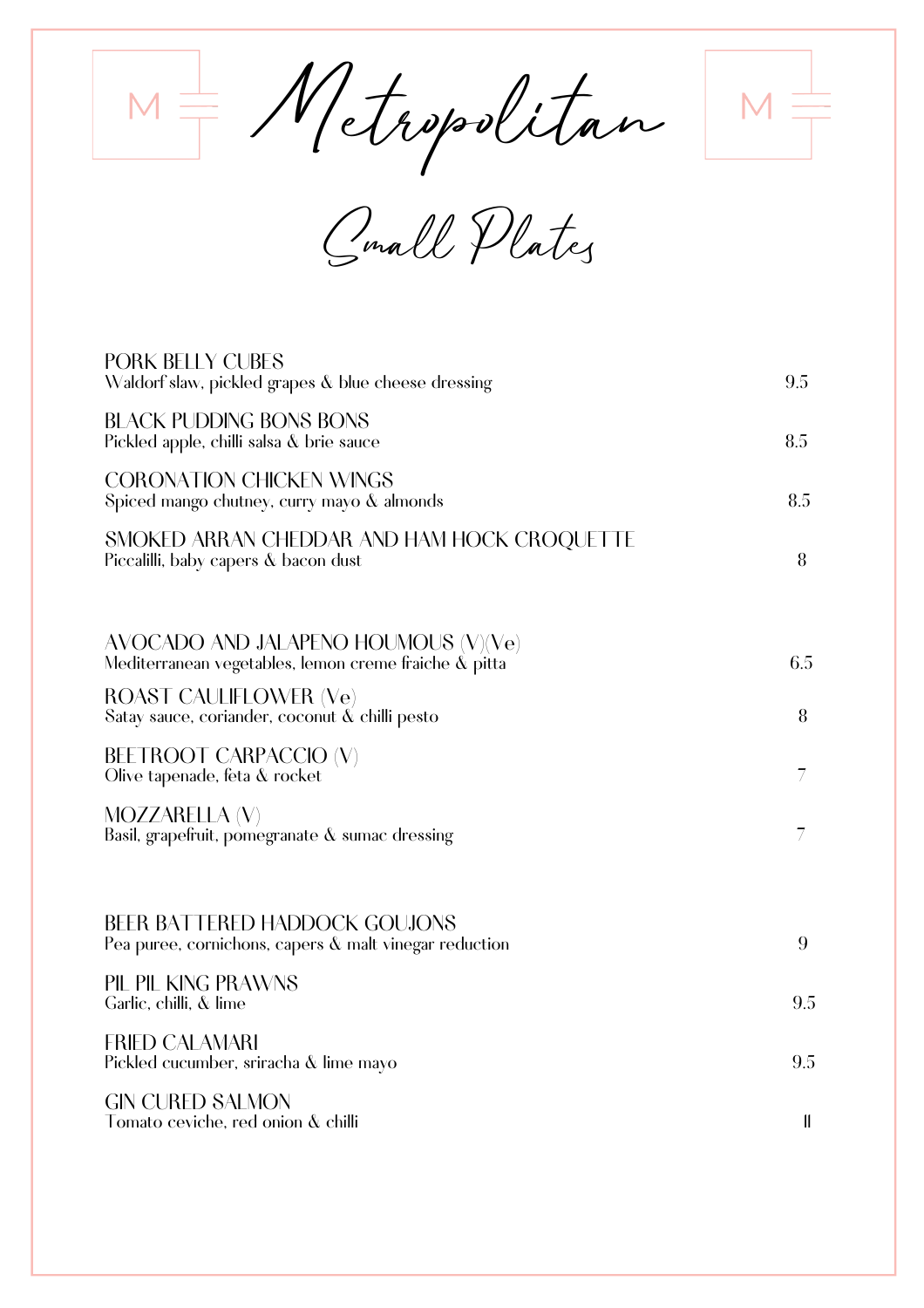# Metropolitan

## Small Plates

**PORK BELLY CUBES**
Waldorf slaw, pickled grapes & blue cheese dressing — 9.5

**BLACK PUDDING BONS BONS**
Pickled apple, chilli salsa & brie sauce — 8.5

**CORONATION CHICKEN WINGS**
Spiced mango chutney, curry mayo & almonds — 8.5

**SMOKED ARRAN CHEDDAR AND HAM HOCK CROQUETTE**
Piccalilli, baby capers & bacon dust — 8

**AVOCADO AND JALAPENO HOUMOUS (V)(Ve)**
Mediterranean vegetables, lemon creme fraiche & pitta — 6.5

**ROAST CAULIFLOWER (Ve)**
Satay sauce, coriander, coconut & chilli pesto — 8

**BEETROOT CARPACCIO (V)**
Olive tapenade, feta & rocket — 7

**MOZZARELLA (V)**
Basil, grapefruit, pomegranate & sumac dressing — 7

**BEER BATTERED HADDOCK GOUJONS**
Pea puree, cornichons, capers & malt vinegar reduction — 9

**PIL PIL KING PRAWNS**
Garlic, chilli, & lime — 9.5

**FRIED CALAMARI**
Pickled cucumber, sriracha & lime mayo — 9.5

**GIN CURED SALMON**
Tomato ceviche, red onion & chilli — 11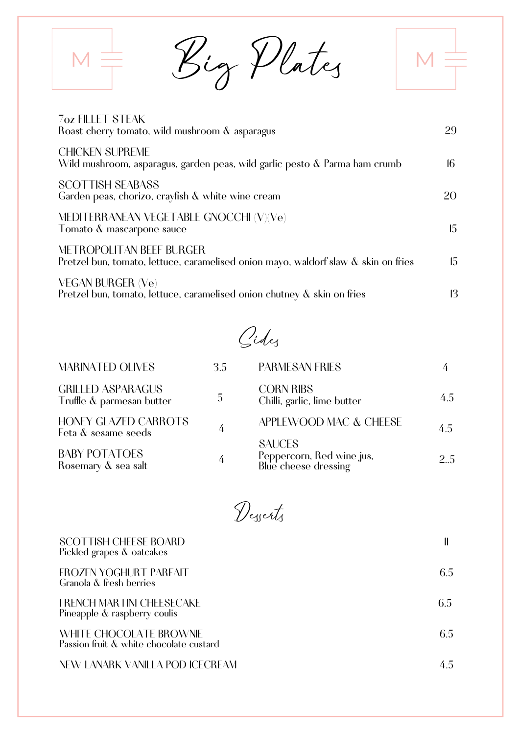# Big Plates

**7oz FILLET STEAK**
Roast cherry tomato, wild mushroom & asparagus — 29

**CHICKEN SUPREME**
Wild mushroom, asparagus, garden peas, wild garlic pesto & Parma ham crumb — 16

**SCOTTISH SEABASS**
Garden peas, chorizo, crayfish & white wine cream — 20

**MEDITERRANEAN VEGETABLE GNOCCHI (V)(Ve)**
Tomato & mascarpone sauce — 15

**METROPOLITAN BEEF BURGER**
Pretzel bun, tomato, lettuce, caramelised onion mayo, waldorf slaw & skin on fries — 15

**VEGAN BURGER (Ve)**
Pretzel bun, tomato, lettuce, caramelised onion chutney & skin on fries — 13

## Sides

**MARINATED OLIVES** — 3.5

**GRILLED ASPARAGUS**
Truffle & parmesan butter — 5

**HONEY GLAZED CARROTS**
Feta & sesame seeds — 4

**BABY POTATOES**
Rosemary & sea salt — 4

**PARMESAN FRIES** — 4

**CORN RIBS**
Chilli, garlic, lime butter — 4.5

**APPLEWOOD MAC & CHEESE** — 4.5

**SAUCES**
Peppercorn, Red wine jus,
Blue cheese dressing — 2..5

## Desserts

**SCOTTISH CHEESE BOARD**
Pickled grapes & oatcakes — 11

**FROZEN YOGHURT PARFAIT**
Granola & fresh berries — 6.5

**FRENCH MARTINI CHEESECAKE**
Pineapple & raspberry coulis — 6.5

**WHITE CHOCOLATE BROWNIE**
Passion fruit & white chocolate custard — 6.5

**NEW LANARK VANILLA POD ICECREAM** — 4.5